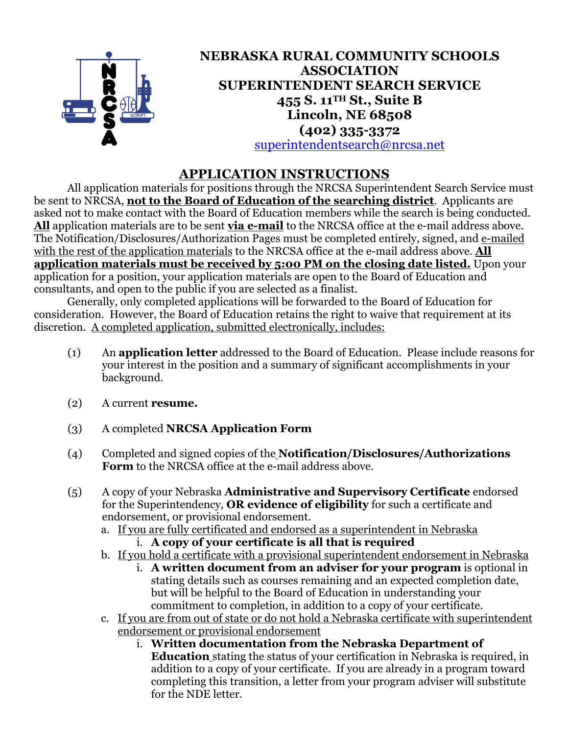# NEBRASKA RURAL COMMUNITY SCHOOLS ASSOCIATION SUPERINTENDENT SEARCH SERVICE

**455 S. 11TH St., Suite B**
**Lincoln, NE 68508**
**(402) 335-3372**
superintendentsearch@nrcsa.net

## APPLICATION INSTRUCTIONS

All application materials for positions through the NRCSA Superintendent Search Service must be sent to NRCSA, **not to the Board of Education of the searching district**. Applicants are asked not to make contact with the Board of Education members while the search is being conducted. **All** application materials are to be sent **via e-mail** to the NRCSA office at the e-mail address above. The Notification/Disclosures/Authorization Pages must be completed entirely, signed, and e-mailed with the rest of the application materials to the NRCSA office at the e-mail address above. **All application materials must be received by 5:00 PM on the closing date listed.** Upon your application for a position, your application materials are open to the Board of Education and consultants, and open to the public if you are selected as a finalist.

Generally, only completed applications will be forwarded to the Board of Education for consideration. However, the Board of Education retains the right to waive that requirement at its discretion. A completed application, submitted electronically, includes:

(1) An **application letter** addressed to the Board of Education. Please include reasons for your interest in the position and a summary of significant accomplishments in your background.

(2) A current **resume.**

(3) A completed **NRCSA Application Form**

(4) Completed and signed copies of the **Notification/Disclosures/Authorizations Form** to the NRCSA office at the e-mail address above.

(5) A copy of your Nebraska **Administrative and Supervisory Certificate** endorsed for the Superintendency, **OR evidence of eligibility** for such a certificate and endorsement, or provisional endorsement.

   a. If you are fully certificated and endorsed as a superintendent in Nebraska
      i. **A copy of your certificate is all that is required**
   b. If you hold a certificate with a provisional superintendent endorsement in Nebraska
      i. **A written document from an adviser for your program** is optional in stating details such as courses remaining and an expected completion date, but will be helpful to the Board of Education in understanding your commitment to completion, in addition to a copy of your certificate.
   c. If you are from out of state or do not hold a Nebraska certificate with superintendent endorsement or provisional endorsement
      i. **Written documentation from the Nebraska Department of Education** stating the status of your certification in Nebraska is required, in addition to a copy of your certificate. If you are already in a program toward completing this transition, a letter from your program adviser will substitute for the NDE letter.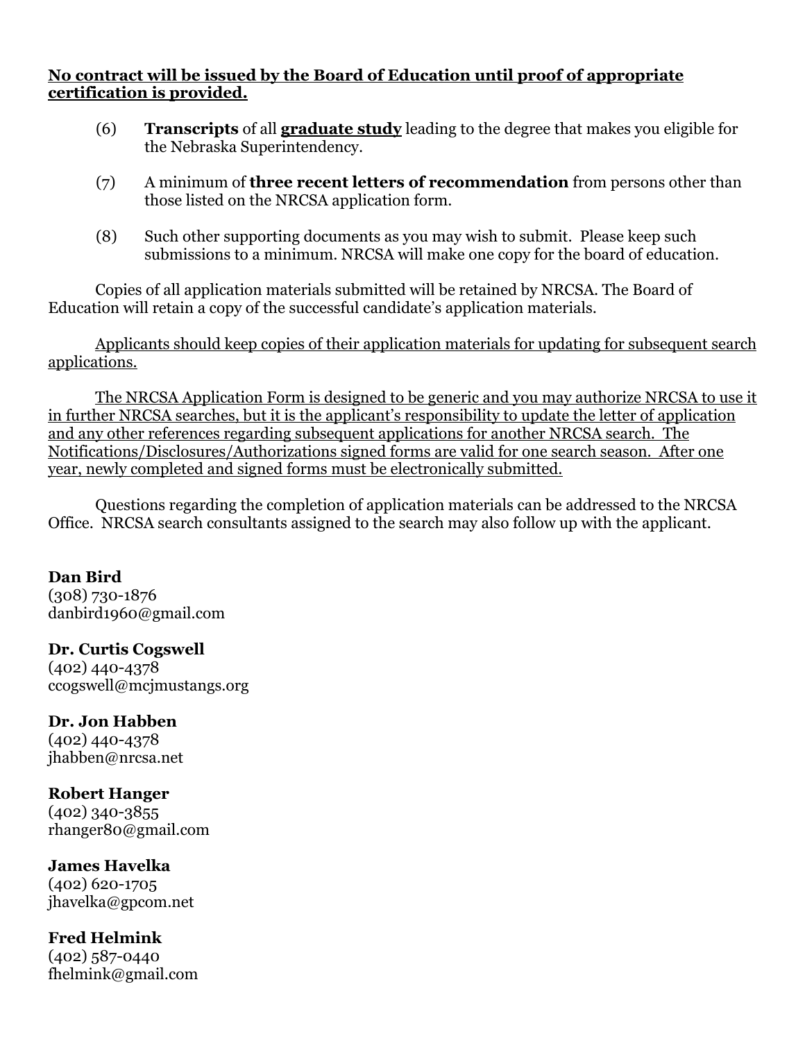**<u>No contract will be issued by the Board of Education until proof of appropriate certification is provided.</u>**

(6) **Transcripts** of all **<u>graduate study</u>** leading to the degree that makes you eligible for the Nebraska Superintendency.

(7) A minimum of **three recent letters of recommendation** from persons other than those listed on the NRCSA application form.

(8) Such other supporting documents as you may wish to submit. Please keep such submissions to a minimum. NRCSA will make one copy for the board of education.

Copies of all application materials submitted will be retained by NRCSA. The Board of Education will retain a copy of the successful candidate's application materials.

<u>Applicants should keep copies of their application materials for updating for subsequent search applications.</u>

<u>The NRCSA Application Form is designed to be generic and you may authorize NRCSA to use it in further NRCSA searches, but it is the applicant's responsibility to update the letter of application and any other references regarding subsequent applications for another NRCSA search. The Notifications/Disclosures/Authorizations signed forms are valid for one search season. After one year, newly completed and signed forms must be electronically submitted.</u>

Questions regarding the completion of application materials can be addressed to the NRCSA Office. NRCSA search consultants assigned to the search may also follow up with the applicant.

**Dan Bird**
(308) 730-1876
danbird1960@gmail.com

**Dr. Curtis Cogswell**
(402) 440-4378
ccogswell@mcjmustangs.org

**Dr. Jon Habben**
(402) 440-4378
jhabben@nrcsa.net

**Robert Hanger**
(402) 340-3855
rhanger80@gmail.com

**James Havelka**
(402) 620-1705
jhavelka@gpcom.net

**Fred Helmink**
(402) 587-0440
fhelmink@gmail.com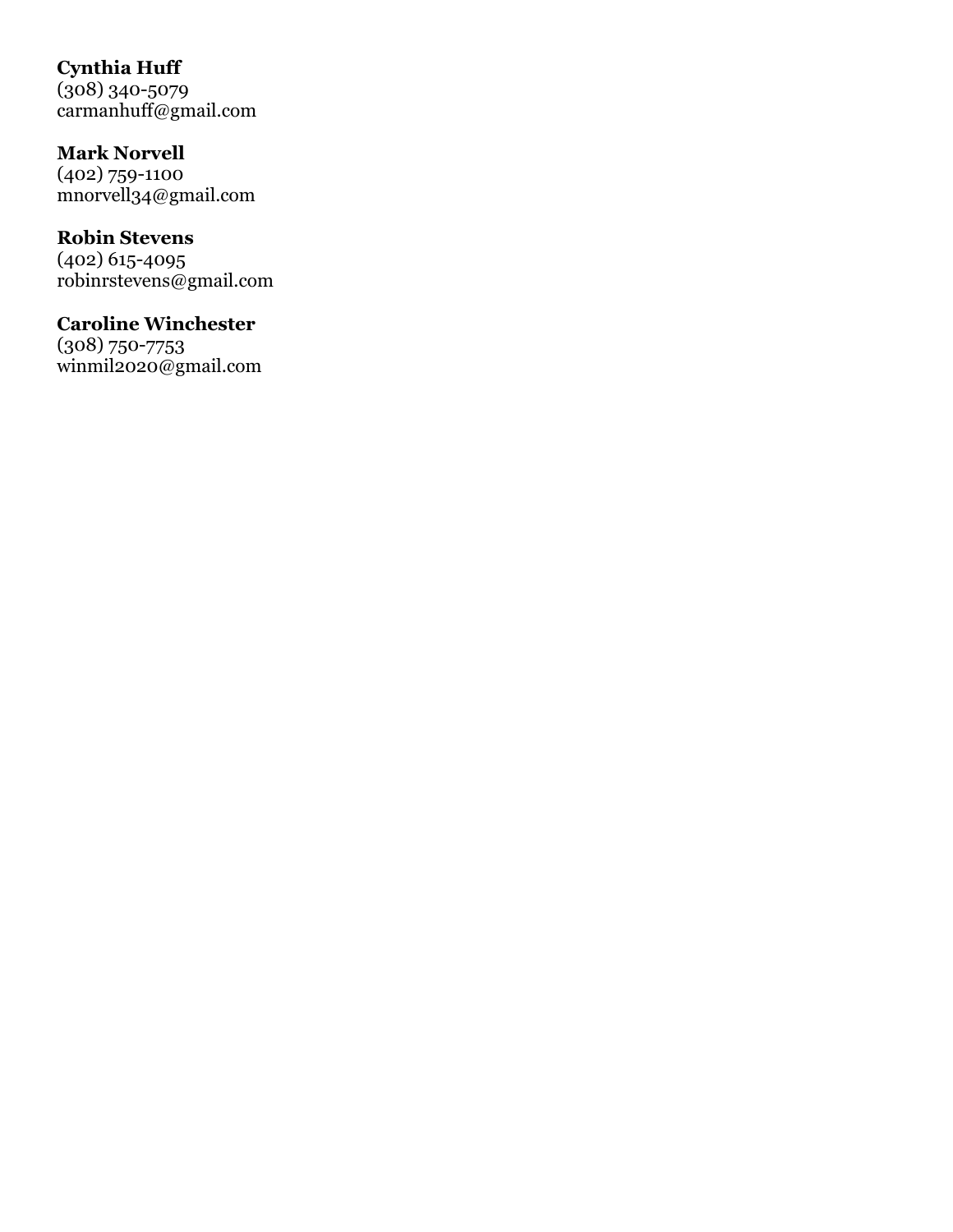**Cynthia Huff**
(308) 340-5079
carmanhuff@gmail.com

**Mark Norvell**
(402) 759-1100
mnorvell34@gmail.com

**Robin Stevens**
(402) 615-4095
robinrstevens@gmail.com

**Caroline Winchester**
(308) 750-7753
winmil2020@gmail.com